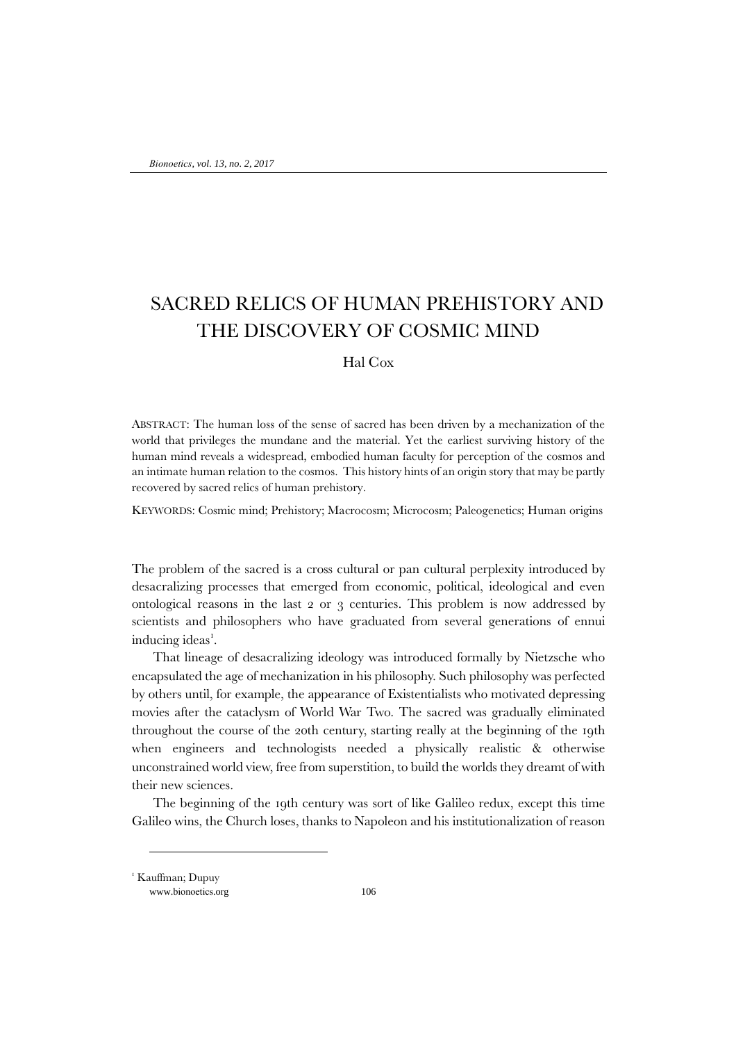# SACRED RELICS OF HUMAN PREHISTORY AND THE DISCOVERY OF COSMIC MIND

Hal Cox

ABSTRACT: The human loss of the sense of sacred has been driven by a mechanization of the world that privileges the mundane and the material. Yet the earliest surviving history of the human mind reveals a widespread, embodied human faculty for perception of the cosmos and an intimate human relation to the cosmos. This history hints of an origin story that may be partly recovered by sacred relics of human prehistory.

KEYWORDS: Cosmic mind; Prehistory; Macrocosm; Microcosm; Paleogenetics; Human origins

The problem of the sacred is a cross cultural or pan cultural perplexity introduced by desacralizing processes that emerged from economic, political, ideological and even ontological reasons in the last 2 or 3 centuries. This problem is now addressed by scientists and philosophers who have graduated from several generations of ennui inducing ideas[1].

That lineage of desacralizing ideology was introduced formally by Nietzsche who encapsulated the age of mechanization in his philosophy. Such philosophy was perfected by others until, for example, the appearance of Existentialists who motivated depressing movies after the cataclysm of World War Two. The sacred was gradually eliminated throughout the course of the 20th century, starting really at the beginning of the 19th when engineers and technologists needed a physically realistic & otherwise unconstrained world view, free from superstition, to build the worlds they dreamt of with their new sciences.

The beginning of the 19th century was sort of like Galileo redux, except this time Galileo wins, the Church loses, thanks to Napoleon and his institutionalization of reason

[1] Kauffman; Dupuy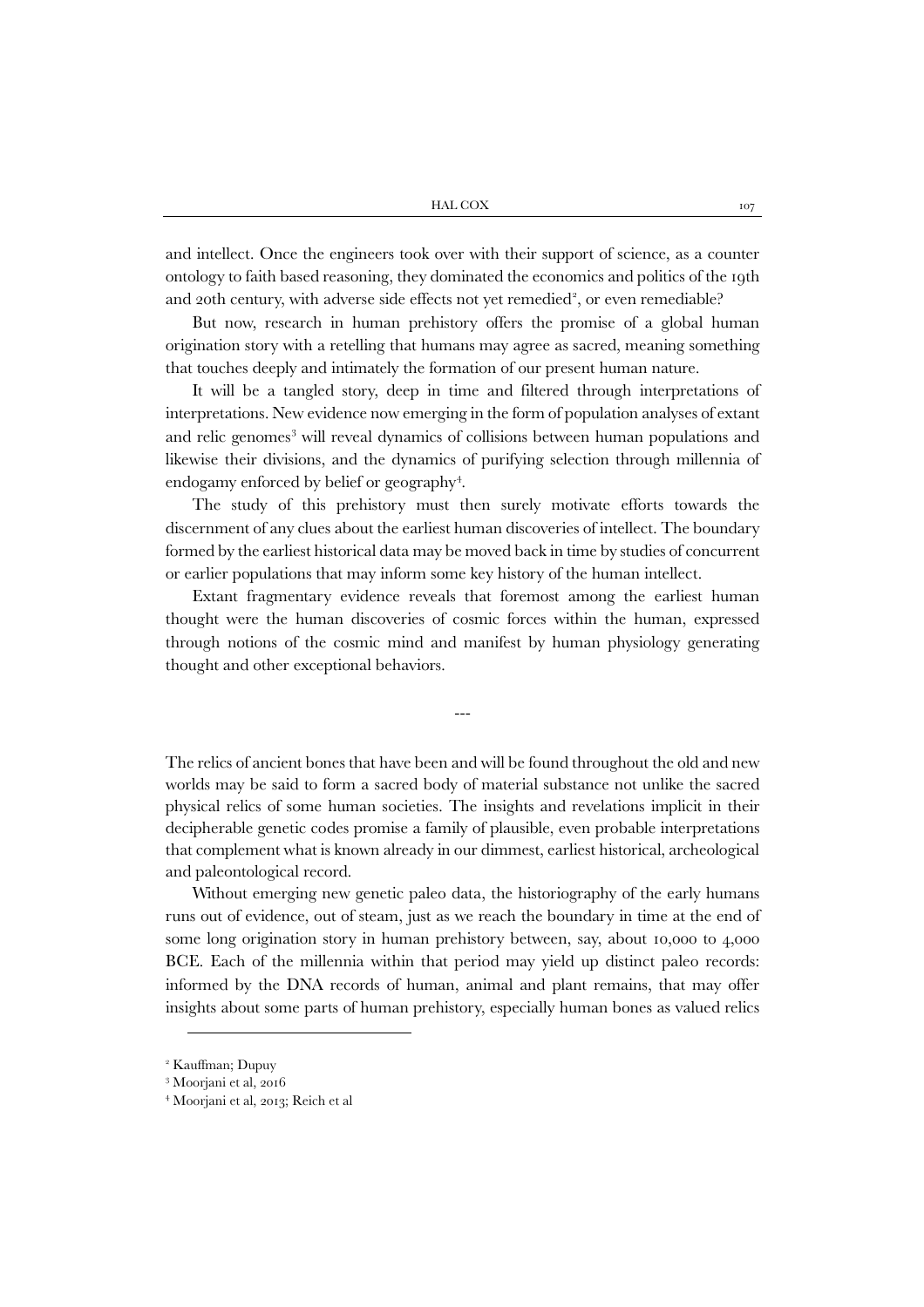and intellect. Once the engineers took over with their support of science, as a counter ontology to faith based reasoning, they dominated the economics and politics of the 19th and 20th century, with adverse side effects not yet remedied[2], or even remediable?

But now, research in human prehistory offers the promise of a global human origination story with a retelling that humans may agree as sacred, meaning something that touches deeply and intimately the formation of our present human nature.

It will be a tangled story, deep in time and filtered through interpretations of interpretations. New evidence now emerging in the form of population analyses of extant and relic genomes[3] will reveal dynamics of collisions between human populations and likewise their divisions, and the dynamics of purifying selection through millennia of endogamy enforced by belief or geography[4].

The study of this prehistory must then surely motivate efforts towards the discernment of any clues about the earliest human discoveries of intellect. The boundary formed by the earliest historical data may be moved back in time by studies of concurrent or earlier populations that may inform some key history of the human intellect.

Extant fragmentary evidence reveals that foremost among the earliest human thought were the human discoveries of cosmic forces within the human, expressed through notions of the cosmic mind and manifest by human physiology generating thought and other exceptional behaviors.

---

The relics of ancient bones that have been and will be found throughout the old and new worlds may be said to form a sacred body of material substance not unlike the sacred physical relics of some human societies. The insights and revelations implicit in their decipherable genetic codes promise a family of plausible, even probable interpretations that complement what is known already in our dimmest, earliest historical, archeological and paleontological record.

Without emerging new genetic paleo data, the historiography of the early humans runs out of evidence, out of steam, just as we reach the boundary in time at the end of some long origination story in human prehistory between, say, about 10,000 to 4,000 BCE. Each of the millennia within that period may yield up distinct paleo records: informed by the DNA records of human, animal and plant remains, that may offer insights about some parts of human prehistory, especially human bones as valued relics

[2] Kauffman; Dupuy

[3] Moorjani et al, 2016

[4] Moorjani et al, 2013; Reich et al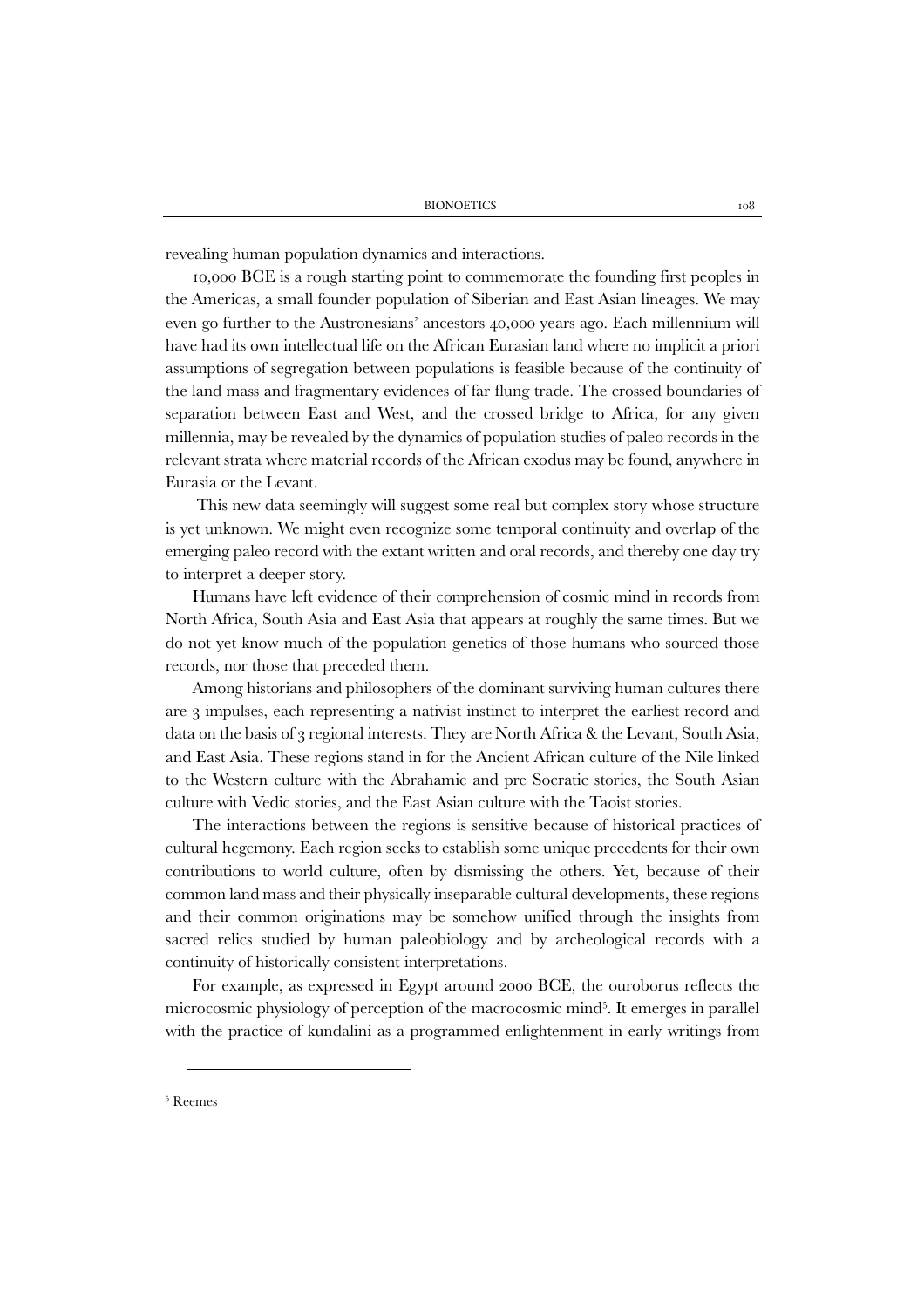revealing human population dynamics and interactions.

10,000 BCE is a rough starting point to commemorate the founding first peoples in the Americas, a small founder population of Siberian and East Asian lineages. We may even go further to the Austronesians' ancestors 40,000 years ago. Each millennium will have had its own intellectual life on the African Eurasian land where no implicit a priori assumptions of segregation between populations is feasible because of the continuity of the land mass and fragmentary evidences of far flung trade. The crossed boundaries of separation between East and West, and the crossed bridge to Africa, for any given millennia, may be revealed by the dynamics of population studies of paleo records in the relevant strata where material records of the African exodus may be found, anywhere in Eurasia or the Levant.

This new data seemingly will suggest some real but complex story whose structure is yet unknown. We might even recognize some temporal continuity and overlap of the emerging paleo record with the extant written and oral records, and thereby one day try to interpret a deeper story.

Humans have left evidence of their comprehension of cosmic mind in records from North Africa, South Asia and East Asia that appears at roughly the same times. But we do not yet know much of the population genetics of those humans who sourced those records, nor those that preceded them.

Among historians and philosophers of the dominant surviving human cultures there are 3 impulses, each representing a nativist instinct to interpret the earliest record and data on the basis of 3 regional interests. They are North Africa & the Levant, South Asia, and East Asia. These regions stand in for the Ancient African culture of the Nile linked to the Western culture with the Abrahamic and pre Socratic stories, the South Asian culture with Vedic stories, and the East Asian culture with the Taoist stories.

The interactions between the regions is sensitive because of historical practices of cultural hegemony. Each region seeks to establish some unique precedents for their own contributions to world culture, often by dismissing the others. Yet, because of their common land mass and their physically inseparable cultural developments, these regions and their common originations may be somehow unified through the insights from sacred relics studied by human paleobiology and by archeological records with a continuity of historically consistent interpretations.

For example, as expressed in Egypt around 2000 BCE, the ouroborus reflects the microcosmic physiology of perception of the macrocosmic mind[5]. It emerges in parallel with the practice of kundalini as a programmed enlightenment in early writings from

[5] Reemes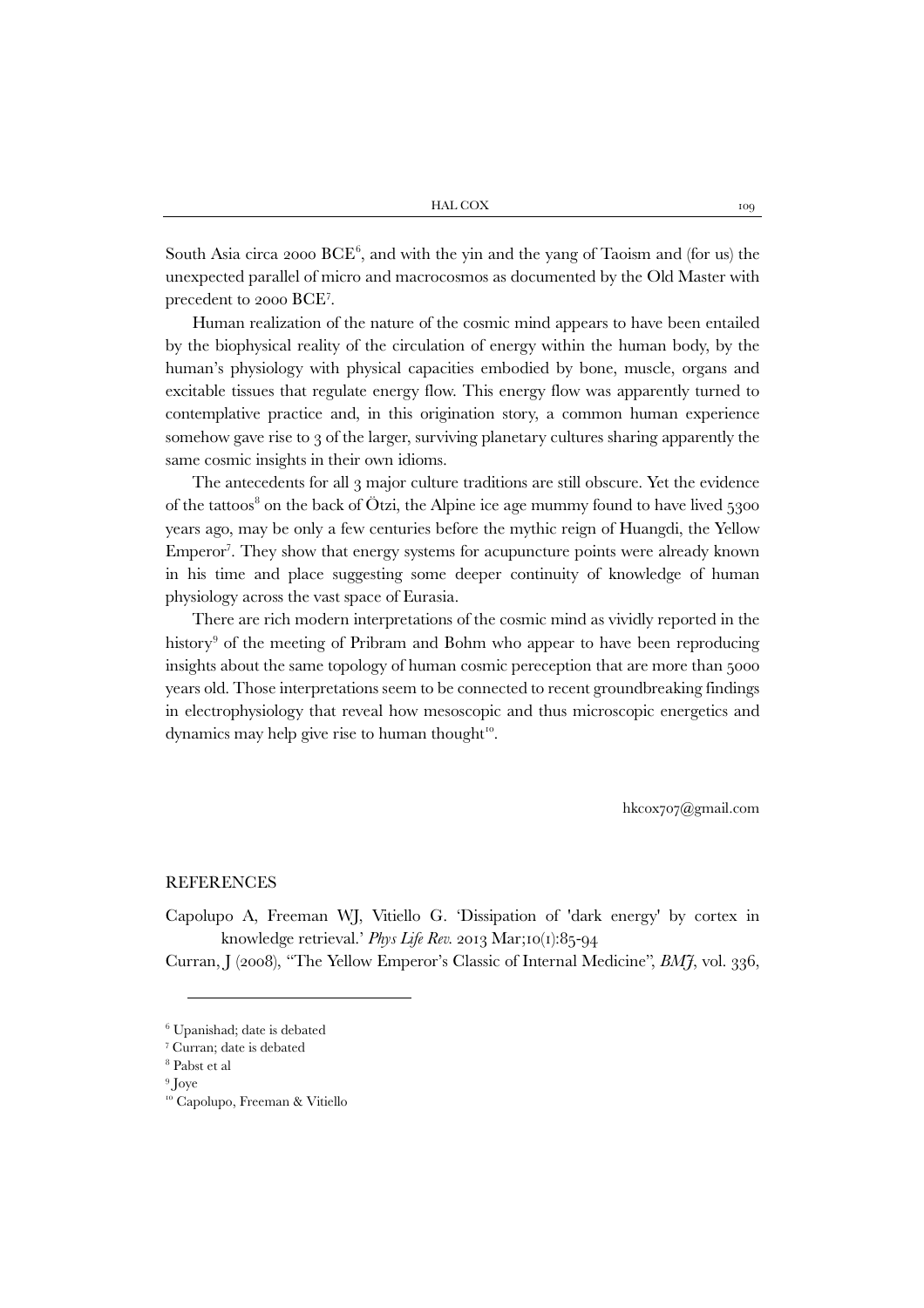South Asia circa 2000 BCE[6], and with the yin and the yang of Taoism and (for us) the unexpected parallel of micro and macrocosmos as documented by the Old Master with precedent to 2000 BCE[7].

Human realization of the nature of the cosmic mind appears to have been entailed by the biophysical reality of the circulation of energy within the human body, by the human's physiology with physical capacities embodied by bone, muscle, organs and excitable tissues that regulate energy flow. This energy flow was apparently turned to contemplative practice and, in this origination story, a common human experience somehow gave rise to 3 of the larger, surviving planetary cultures sharing apparently the same cosmic insights in their own idioms.

The antecedents for all 3 major culture traditions are still obscure. Yet the evidence of the tattoos[8] on the back of Ötzi, the Alpine ice age mummy found to have lived 5300 years ago, may be only a few centuries before the mythic reign of Huangdi, the Yellow Emperor[7]. They show that energy systems for acupuncture points were already known in his time and place suggesting some deeper continuity of knowledge of human physiology across the vast space of Eurasia.

There are rich modern interpretations of the cosmic mind as vividly reported in the history[9] of the meeting of Pribram and Bohm who appear to have been reproducing insights about the same topology of human cosmic pereception that are more than 5000 years old. Those interpretations seem to be connected to recent groundbreaking findings in electrophysiology that reveal how mesoscopic and thus microscopic energetics and dynamics may help give rise to human thought[10].

hkcox707@gmail.com

## REFERENCES

Capolupo A, Freeman WJ, Vitiello G. 'Dissipation of 'dark energy' by cortex in knowledge retrieval.' *Phys Life Rev.* 2013 Mar;10(1):85-94

Curran, J (2008), "The Yellow Emperor's Classic of Internal Medicine", *BMJ*, vol. 336,

---

[6] Upanishad; date is debated

[7] Curran; date is debated

[8] Pabst et al

[9] Joye

[10] Capolupo, Freeman & Vitiello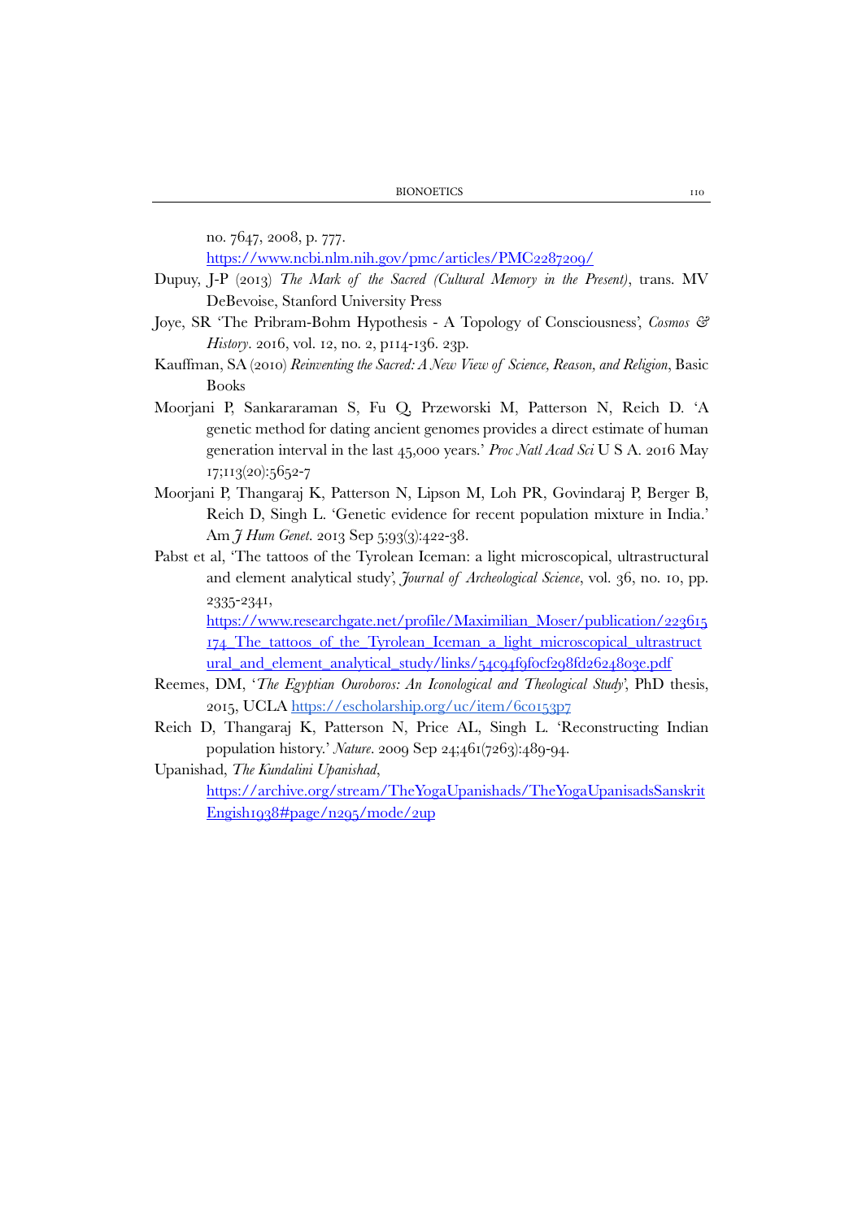no. 7647, 2008, p. 777. https://www.ncbi.nlm.nih.gov/pmc/articles/PMC2287209/

Dupuy, J-P (2013) *The Mark of the Sacred (Cultural Memory in the Present)*, trans. MV DeBevoise, Stanford University Press

Joye, SR 'The Pribram-Bohm Hypothesis - A Topology of Consciousness', *Cosmos & History*. 2016, vol. 12, no. 2, p114-136. 23p.

Kauffman, SA (2010) *Reinventing the Sacred: A New View of Science, Reason, and Religion*, Basic Books

Moorjani P, Sankararaman S, Fu Q, Przeworski M, Patterson N, Reich D. 'A genetic method for dating ancient genomes provides a direct estimate of human generation interval in the last 45,000 years.' *Proc Natl Acad Sci* U S A. 2016 May 17;113(20):5652-7

Moorjani P, Thangaraj K, Patterson N, Lipson M, Loh PR, Govindaraj P, Berger B, Reich D, Singh L. 'Genetic evidence for recent population mixture in India.' Am *J Hum Genet*. 2013 Sep 5;93(3):422-38.

Pabst et al, 'The tattoos of the Tyrolean Iceman: a light microscopical, ultrastructural and element analytical study', *Journal of Archeological Science*, vol. 36, no. 10, pp. 2335-2341, https://www.researchgate.net/profile/Maximilian_Moser/publication/223615174_The_tattoos_of_the_Tyrolean_Iceman_a_light_microscopical_ultrastructural_and_element_analytical_study/links/54c94f9f0cf298fd2624803e.pdf

Reemes, DM, '*The Egyptian Ouroboros: An Iconological and Theological Study*', PhD thesis, 2015, UCLA https://escholarship.org/uc/item/6c0153p7

Reich D, Thangaraj K, Patterson N, Price AL, Singh L. 'Reconstructing Indian population history.' *Nature*. 2009 Sep 24;461(7263):489-94.

Upanishad, *The Kundalini Upanishad*, https://archive.org/stream/TheYogaUpanishads/TheYogaUpanisadsSanskritEngish1938#page/n295/mode/2up